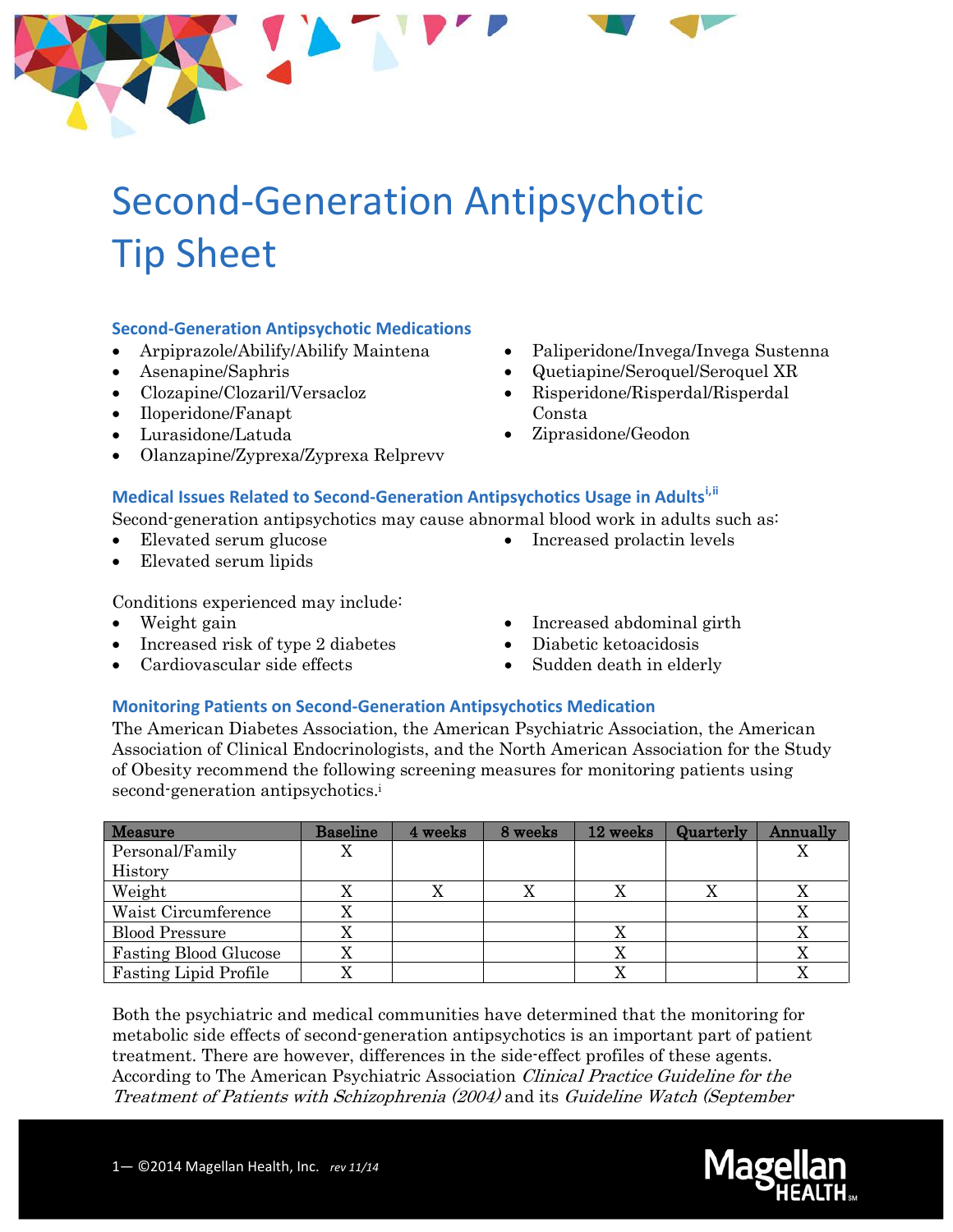# Second-Generation Antipsychotic Tip Sheet

### Second-Generation Antipsychotic Medications

- Arpiprazole/Abilify/Abilify Maintena
- Asenapine/Saphris
- Clozapine/Clozaril/Versacloz
- Iloperidone/Fanapt
- Lurasidone/Latuda
- Olanzapine/Zyprexa/Zyprexa Relprevv
- Paliperidone/Invega/Invega Sustenna
- Quetiapine/Seroquel/Seroquel XR
- Risperidone/Risperdal/Risperdal Consta
- Ziprasidone/Geodon

### Medical Issues Related to Second-Generation Antipsychotics Usage in Adults[i,ii]

Second-generation antipsychotics may cause abnormal blood work in adults such as:

- Elevated serum glucose
- Elevated serum lipids
- Increased prolactin levels

Conditions experienced may include:

- Weight gain
- Increased risk of type 2 diabetes
- Cardiovascular side effects
- Increased abdominal girth
- Diabetic ketoacidosis
- Sudden death in elderly

### Monitoring Patients on Second-Generation Antipsychotics Medication

The American Diabetes Association, the American Psychiatric Association, the American Association of Clinical Endocrinologists, and the North American Association for the Study of Obesity recommend the following screening measures for monitoring patients using second-generation antipsychotics.[i]

| Measure | Baseline | 4 weeks | 8 weeks | 12 weeks | Quarterly | Annually |
|---|---|---|---|---|---|---|
| Personal/Family History | X | | | | | X |
| Weight | X | X | X | X | X | X |
| Waist Circumference | X | | | | | X |
| Blood Pressure | X | | | X | | X |
| Fasting Blood Glucose | X | | | X | | X |
| Fasting Lipid Profile | X | | | X | | X |

Both the psychiatric and medical communities have determined that the monitoring for metabolic side effects of second-generation antipsychotics is an important part of patient treatment. There are however, differences in the side-effect profiles of these agents. According to The American Psychiatric Association *Clinical Practice Guideline for the Treatment of Patients with Schizophrenia (2004)* and its *Guideline Watch (September*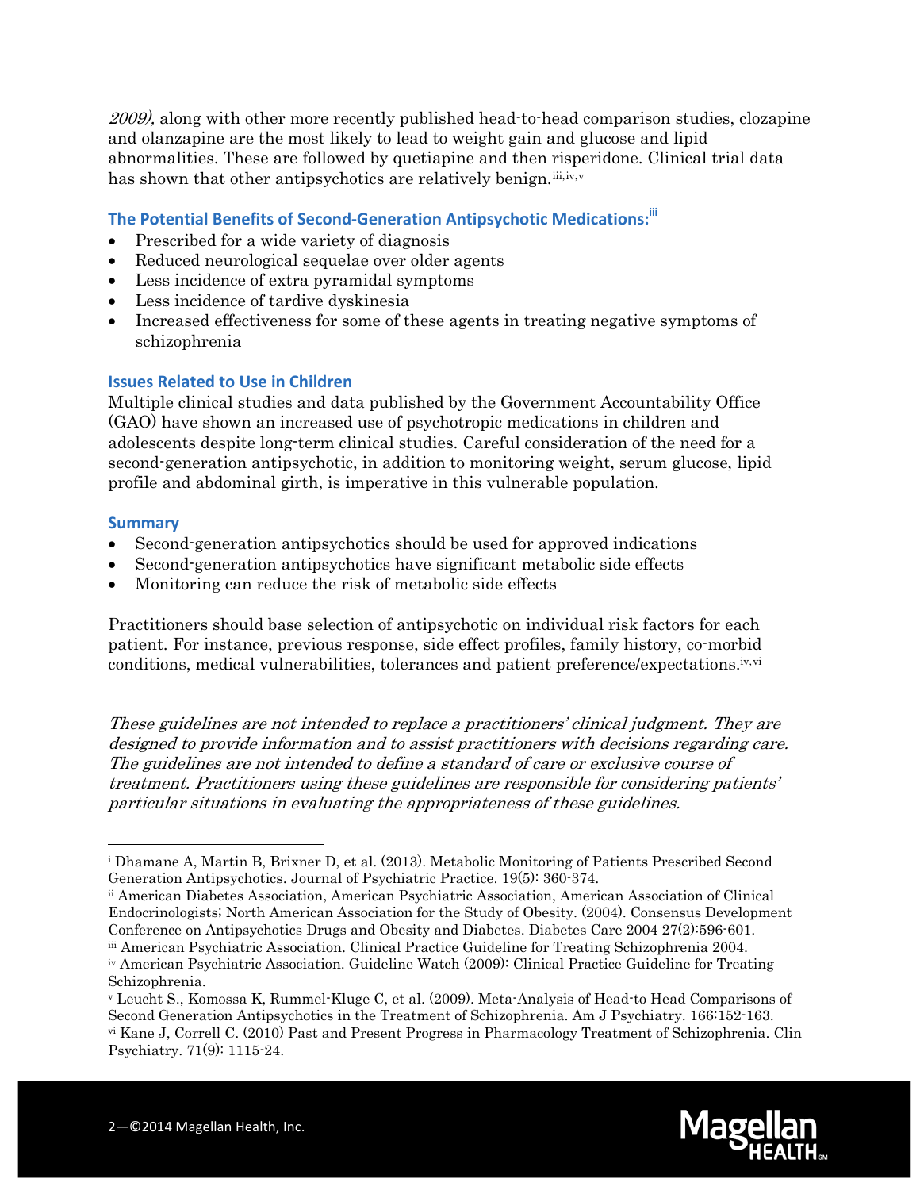*2009),* along with other more recently published head-to-head comparison studies, clozapine and olanzapine are the most likely to lead to weight gain and glucose and lipid abnormalities. These are followed by quetiapine and then risperidone. Clinical trial data has shown that other antipsychotics are relatively benign.[iii,iv,v]

### The Potential Benefits of Second-Generation Antipsychotic Medications:[iii]

- Prescribed for a wide variety of diagnosis
- Reduced neurological sequelae over older agents
- Less incidence of extra pyramidal symptoms
- Less incidence of tardive dyskinesia
- Increased effectiveness for some of these agents in treating negative symptoms of schizophrenia

### Issues Related to Use in Children

Multiple clinical studies and data published by the Government Accountability Office (GAO) have shown an increased use of psychotropic medications in children and adolescents despite long-term clinical studies. Careful consideration of the need for a second-generation antipsychotic, in addition to monitoring weight, serum glucose, lipid profile and abdominal girth, is imperative in this vulnerable population.

### Summary

- Second-generation antipsychotics should be used for approved indications
- Second-generation antipsychotics have significant metabolic side effects
- Monitoring can reduce the risk of metabolic side effects

Practitioners should base selection of antipsychotic on individual risk factors for each patient. For instance, previous response, side effect profiles, family history, co-morbid conditions, medical vulnerabilities, tolerances and patient preference/expectations.[iv,vi]

*These guidelines are not intended to replace a practitioners' clinical judgment. They are designed to provide information and to assist practitioners with decisions regarding care. The guidelines are not intended to define a standard of care or exclusive course of treatment. Practitioners using these guidelines are responsible for considering patients' particular situations in evaluating the appropriateness of these guidelines.*

---

[i] Dhamane A, Martin B, Brixner D, et al. (2013). Metabolic Monitoring of Patients Prescribed Second Generation Antipsychotics. Journal of Psychiatric Practice. 19(5): 360-374.

[ii] American Diabetes Association, American Psychiatric Association, American Association of Clinical Endocrinologists; North American Association for the Study of Obesity. (2004). Consensus Development Conference on Antipsychotics Drugs and Obesity and Diabetes. Diabetes Care 2004 27(2):596-601.

[iii] American Psychiatric Association. Clinical Practice Guideline for Treating Schizophrenia 2004.

[iv] American Psychiatric Association. Guideline Watch (2009): Clinical Practice Guideline for Treating Schizophrenia.

[v] Leucht S., Komossa K, Rummel-Kluge C, et al. (2009). Meta-Analysis of Head-to Head Comparisons of Second Generation Antipsychotics in the Treatment of Schizophrenia. Am J Psychiatry. 166:152-163.

[vi] Kane J, Correll C. (2010) Past and Present Progress in Pharmacology Treatment of Schizophrenia. Clin Psychiatry. 71(9): 1115-24.